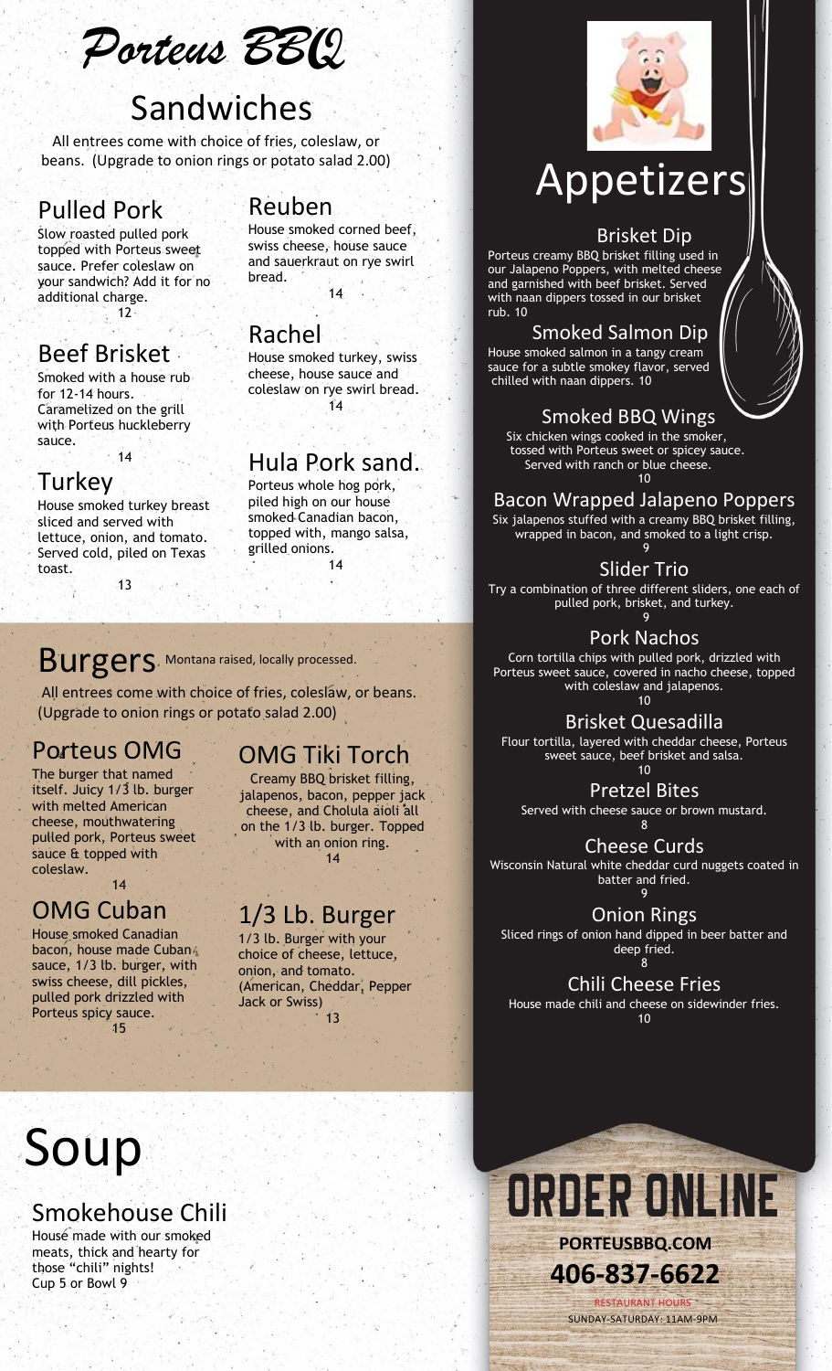# Porteus BBQ

## Sandwiches

All entrees come with choice of fries, coleslaw, or beans. (Upgrade to onion rings or potato salad 2.00)

### Pulled Pork

Slow roasted pulled pork topped with Porteus sweet sauce. Prefer coleslaw on your sandwich? Add it for no additional charge.
12

### Beef Brisket

Smoked with a house rub for 12-14 hours. Caramelized on the grill with Porteus huckleberry sauce.
14

### Turkey

House smoked turkey breast sliced and served with lettuce, onion, and tomato. Served cold, piled on Texas toast.
13

### Reuben

House smoked corned beef, swiss cheese, house sauce and sauerkraut on rye swirl bread.
14

### Rachel

House smoked turkey, swiss cheese, house sauce and coleslaw on rye swirl bread.
14

### Hula Pork sand.

Porteus whole hog pork, piled high on our house smoked Canadian bacon, topped with, mango salsa, grilled onions.
14

## Burgers

Montana raised, locally processed.

All entrees come with choice of fries, coleslaw, or beans. (Upgrade to onion rings or potato salad 2.00)

### Porteus OMG

The burger that named itself. Juicy 1/3 lb. burger with melted American cheese, mouthwatering pulled pork, Porteus sweet sauce & topped with coleslaw.
14

### OMG Cuban

House smoked Canadian bacon, house made Cuban sauce, 1/3 lb. burger, with swiss cheese, dill pickles, pulled pork drizzled with Porteus spicy sauce.
15

### OMG Tiki Torch

Creamy BBQ brisket filling, jalapenos, bacon, pepper jack cheese, and Cholula aioli all on the 1/3 lb. burger. Topped with an onion ring.
14

### 1/3 Lb. Burger

1/3 lb. Burger with your choice of cheese, lettuce, onion, and tomato. (American, Cheddar, Pepper Jack or Swiss)
13

## Soup

### Smokehouse Chili

House made with our smoked meats, thick and hearty for those "chili" nights!
Cup 5 or Bowl 9

## Appetizers

### Brisket Dip

Porteus creamy BBQ brisket filling used in our Jalapeno Poppers, with melted cheese and garnished with beef brisket. Served with naan dippers tossed in our brisket rub. 10

### Smoked Salmon Dip

House smoked salmon in a tangy cream sauce for a subtle smokey flavor, served chilled with naan dippers. 10

### Smoked BBQ Wings

Six chicken wings cooked in the smoker, tossed with Porteus sweet or spicy sauce. Served with ranch or blue cheese.
10

### Bacon Wrapped Jalapeno Poppers

Six jalapenos stuffed with a creamy BBQ brisket filling, wrapped in bacon, and smoked to a light crisp.
9

### Slider Trio

Try a combination of three different sliders, one each of pulled pork, brisket, and turkey.
9

### Pork Nachos

Corn tortilla chips with pulled pork, drizzled with Porteus sweet sauce, covered in nacho cheese, topped with coleslaw and jalapenos.
10

### Brisket Quesadilla

Flour tortilla, layered with cheddar cheese, Porteus sweet sauce, beef brisket and salsa.
10

### Pretzel Bites

Served with cheese sauce or brown mustard.
8

### Cheese Curds

Wisconsin Natural white cheddar curd nuggets coated in batter and fried.
9

### Onion Rings

Sliced rings of onion hand dipped in beer batter and deep fried.
8

### Chili Cheese Fries

House made chili and cheese on sidewinder fries.
10

# ORDER ONLINE

**PORTEUSBBQ.COM**

**406-837-6622**

RESTAURANT HOURS
SUNDAY-SATURDAY: 11AM-9PM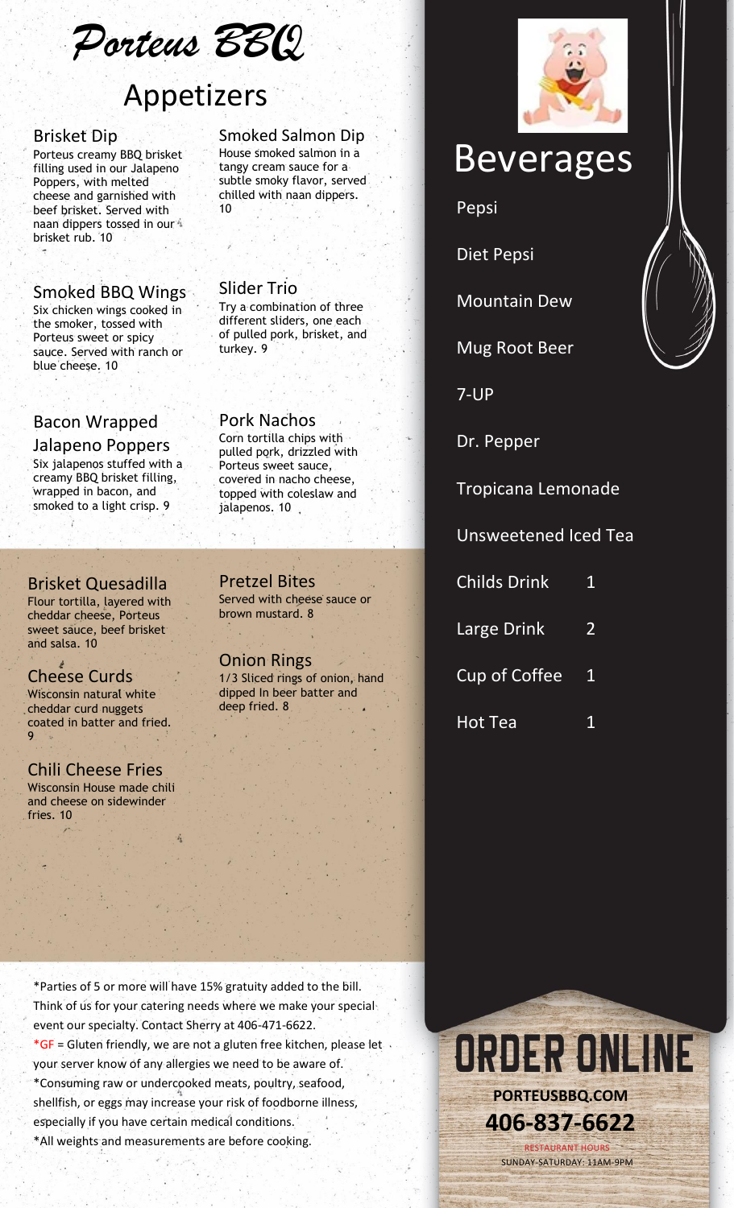# Porteus BBQ

## Appetizers

### Brisket Dip
Porteus creamy BBQ brisket filling used in our Jalapeno Poppers, with melted cheese and garnished with beef brisket. Served with naan dippers tossed in our brisket rub. 10

### Smoked Salmon Dip
House smoked salmon in a tangy cream sauce for a subtle smoky flavor, served chilled with naan dippers. 10

### Smoked BBQ Wings
Six chicken wings cooked in the smoker, tossed with Porteus sweet or spicy sauce. Served with ranch or blue cheese. 10

### Slider Trio
Try a combination of three different sliders, one each of pulled pork, brisket, and turkey. 9

### Bacon Wrapped Jalapeno Poppers
Six jalapenos stuffed with a creamy BBQ brisket filling, wrapped in bacon, and smoked to a light crisp. 9

### Pork Nachos
Corn tortilla chips with pulled pork, drizzled with Porteus sweet sauce, covered in nacho cheese, topped with coleslaw and jalapenos. 10

### Brisket Quesadilla
Flour tortilla, layered with cheddar cheese, Porteus sweet sauce, beef brisket and salsa. 10

### Cheese Curds
Wisconsin natural white cheddar curd nuggets coated in batter and fried. 9

### Chili Cheese Fries
Wisconsin House made chili and cheese on sidewinder fries. 10

### Pretzel Bites
Served with cheese sauce or brown mustard. 8

### Onion Rings
1/3 Sliced rings of onion, hand dipped In beer batter and deep fried. 8

*Parties of 5 or more will have 15% gratuity added to the bill. Think of us for your catering needs where we make your special event our specialty. Contact Sherry at 406-471-6622.
*GF = Gluten friendly, we are not a gluten free kitchen, please let your server know of any allergies we need to be aware of.
*Consuming raw or undercooked meats, poultry, seafood, shellfish, or eggs may increase your risk of foodborne illness, especially if you have certain medical conditions.
*All weights and measurements are before cooking.

## Beverages

Pepsi

Diet Pepsi

Mountain Dew

Mug Root Beer

7-UP

Dr. Pepper

Tropicana Lemonade

Unsweetened Iced Tea

Childs Drink 1

Large Drink 2

Cup of Coffee 1

Hot Tea 1

## ORDER ONLINE

**PORTEUSBBQ.COM**

**406-837-6622**

RESTAURANT HOURS
SUNDAY-SATURDAY: 11AM-9PM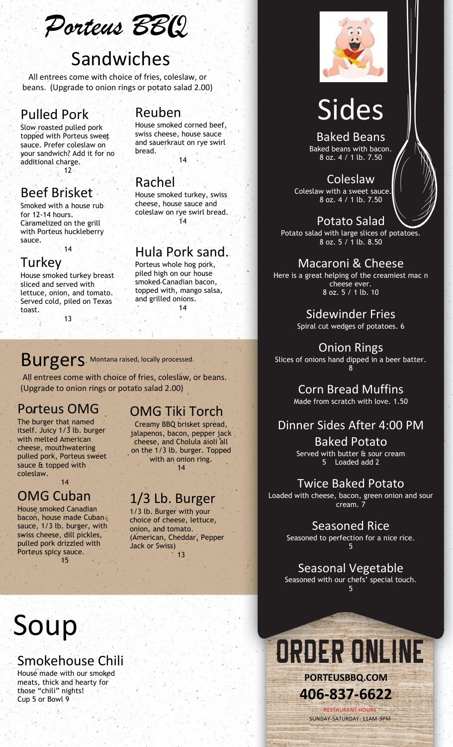# Porteus BBQ

## Sandwiches

All entrees come with choice of fries, coleslaw, or beans. (Upgrade to onion rings or potato salad 2.00)

### Pulled Pork

Slow roasted pulled pork topped with Porteus sweet sauce. Prefer coleslaw on your sandwich? Add it for no additional charge.
12

### Beef Brisket

Smoked with a house rub for 12-14 hours. Caramelized on the grill with Porteus huckleberry sauce.
14

### Turkey

House smoked turkey breast sliced and served with lettuce, onion, and tomato. Served cold, piled on Texas toast.
13

### Reuben

House smoked corned beef, swiss cheese, house sauce and sauerkraut on rye swirl bread.
14

### Rachel

House smoked turkey, swiss cheese, house sauce and coleslaw on rye swirl bread.
14

### Hula Pork sand.

Porteus whole hog pork, piled high on our house smoked Canadian bacon, topped with, mango salsa, and grilled onions.
14

## Burgers

Montana raised, locally processed.

All entrees come with choice of fries, coleslaw, or beans. (Upgrade to onion rings or potato salad 2.00)

### Porteus OMG

The burger that named itself. Juicy 1/3 lb. burger with melted American cheese, mouthwatering pulled pork, Porteus sweet sauce & topped with coleslaw.
14

### OMG Cuban

House smoked Canadian bacon, house made Cuban sauce, 1/3 lb. burger, with swiss cheese, dill pickles, pulled pork drizzled with Porteus spicy sauce.
15

### OMG Tiki Torch

Creamy BBQ brisket spread, jalapenos, bacon, pepper jack cheese, and Cholula aioli all on the 1/3 lb. burger. Topped with an onion ring.
14

### 1/3 Lb. Burger

1/3 lb. Burger with your choice of cheese, lettuce, onion, and tomato. (American, Cheddar, Pepper Jack or Swiss)
13

## Soup

### Smokehouse Chili

House made with our smoked meats, thick and hearty for those "chili" nights!
Cup 5 or Bowl 9

## Sides

### Baked Beans

Baked beans with bacon.
8 oz. 4 / 1 lb. 7.50

### Coleslaw

Coleslaw with a sweet sauce.
8 oz. 4 / 1 lb. 7.50

### Potato Salad

Potato salad with large slices of potatoes.
8 oz. 5 / 1 lb. 8.50

### Macaroni & Cheese

Here is a great helping of the creamiest mac n cheese ever.
8 oz. 5 / 1 lb. 10

### Sidewinder Fries

Spiral cut wedges of potatoes. 6

### Onion Rings

Slices of onions hand dipped in a beer batter.
8

### Corn Bread Muffins

Made from scratch with love. 1.50

### Dinner Sides After 4:00 PM

### Baked Potato

Served with butter & sour cream
5 Loaded add 2

### Twice Baked Potato

Loaded with cheese, bacon, green onion and sour cream. 7

### Seasoned Rice

Seasoned to perfection for a nice rice.
5

### Seasonal Vegetable

Seasoned with our chefs' special touch.
5

## ORDER ONLINE

**PORTEUSBBQ.COM**

**406-837-6622**

RESTAURANT HOURS
SUNDAY-SATURDAY: 11AM-9PM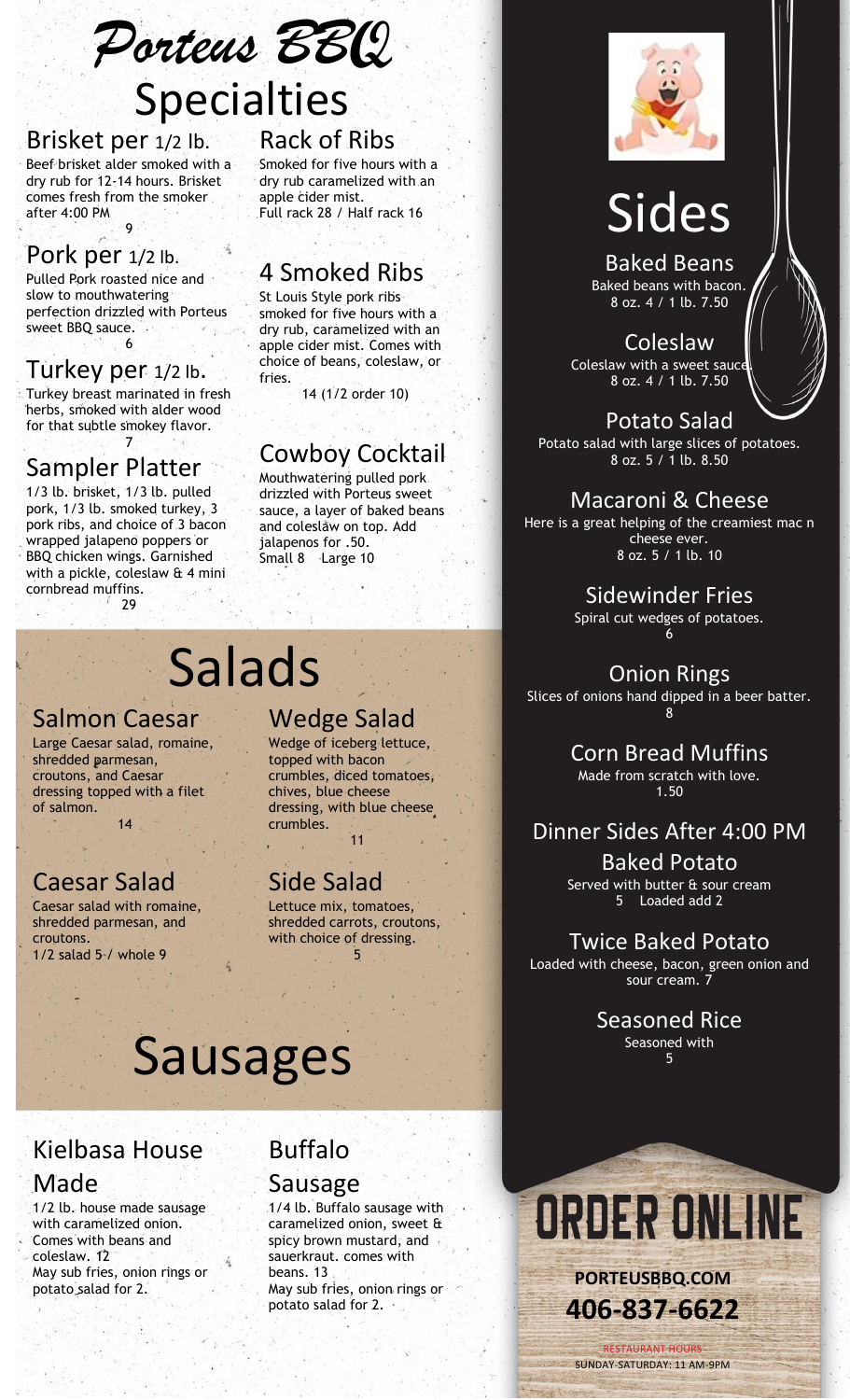# *Porteus BBQ*

# Specialties

### Brisket per 1/2 lb.

Beef brisket alder smoked with a dry rub for 12-14 hours. Brisket comes fresh from the smoker after 4:00 PM

9

### Pork per 1/2 lb.

Pulled Pork roasted nice and slow to mouthwatering perfection drizzled with Porteus sweet BBQ sauce.

6

### Turkey per 1/2 lb.

Turkey breast marinated in fresh herbs, smoked with alder wood for that subtle smokey flavor.

7

### Sampler Platter

1/3 lb. brisket, 1/3 lb. pulled pork, 1/3 lb. smoked turkey, 3 pork ribs, and choice of 3 bacon wrapped jalapeno poppers or BBQ chicken wings. Garnished with a pickle, coleslaw & 4 mini cornbread muffins.

29

### Rack of Ribs

Smoked for five hours with a dry rub caramelized with an apple cider mist.
Full rack 28 / Half rack 16

### 4 Smoked Ribs

St Louis Style pork ribs smoked for five hours with a dry rub, caramelized with an apple cider mist. Comes with choice of beans, coleslaw, or fries.

14 (1/2 order 10)

### Cowboy Cocktail

Mouthwatering pulled pork drizzled with Porteus sweet sauce, a layer of baked beans and coleslaw on top. Add jalapenos for .50.
Small 8 Large 10

# Salads

### Salmon Caesar

Large Caesar salad, romaine, shredded parmesan, croutons, and Caesar dressing topped with a filet of salmon.

14

### Caesar Salad

Caesar salad with romaine, shredded parmesan, and croutons.
1/2 salad 5 / whole 9

### Wedge Salad

Wedge of iceberg lettuce, topped with bacon crumbles, diced tomatoes, chives, blue cheese dressing, with blue cheese crumbles.

11

### Side Salad

Lettuce mix, tomatoes, shredded carrots, croutons, with choice of dressing.

5

# Sausages

### Kielbasa House Made

1/2 lb. house made sausage with caramelized onion. Comes with beans and coleslaw. 12
May sub fries, onion rings or potato salad for 2.

### Buffalo Sausage

1/4 lb. Buffalo sausage with caramelized onion, sweet & spicy brown mustard, and sauerkraut. comes with beans. 13
May sub fries, onion rings or potato salad for 2.

# Sides

### Baked Beans

Baked beans with bacon.
8 oz. 4 / 1 lb. 7.50

### Coleslaw

Coleslaw with a sweet sauce.
8 oz. 4 / 1 lb. 7.50

### Potato Salad

Potato salad with large slices of potatoes.
8 oz. 5 / 1 lb. 8.50

### Macaroni & Cheese

Here is a great helping of the creamiest mac n cheese ever.
8 oz. 5 / 1 lb. 10

### Sidewinder Fries

Spiral cut wedges of potatoes.
6

### Onion Rings

Slices of onions hand dipped in a beer batter.
8

### Corn Bread Muffins

Made from scratch with love.
1.50

## Dinner Sides After 4:00 PM

### Baked Potato

Served with butter & sour cream
5 Loaded add 2

### Twice Baked Potato

Loaded with cheese, bacon, green onion and sour cream. 7

### Seasoned Rice

Seasoned with
5

# ORDER ONLINE

**PORTEUSBBQ.COM**

**406-837-6622**

RESTAURANT HOURS
SUNDAY-SATURDAY: 11 AM-9PM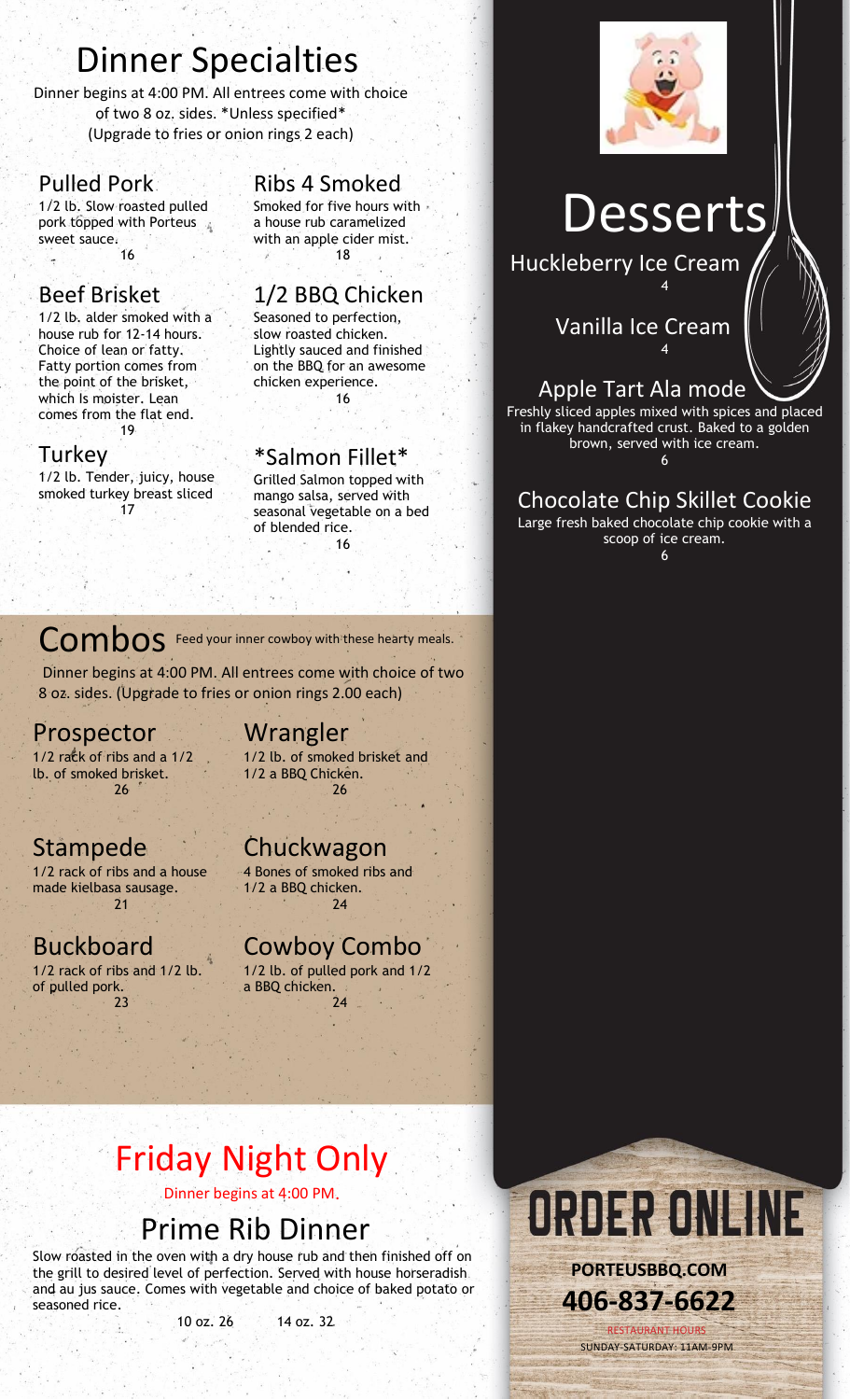# Dinner Specialties

Dinner begins at 4:00 PM. All entrees come with choice of two 8 oz. sides. *Unless specified* (Upgrade to fries or onion rings 2 each)

### Pulled Pork

1/2 lb. Slow roasted pulled pork topped with Porteus sweet sauce.

16

### Beef Brisket

1/2 lb. alder smoked with a house rub for 12-14 hours. Choice of lean or fatty. Fatty portion comes from the point of the brisket, which Is moister. Lean comes from the flat end.

19

### Turkey

1/2 lb. Tender, juicy, house smoked turkey breast sliced

17

### Ribs 4 Smoked

Smoked for five hours with a house rub caramelized with an apple cider mist.

18

### 1/2 BBQ Chicken

Seasoned to perfection, slow roasted chicken. Lightly sauced and finished on the BBQ for an awesome chicken experience.

16

### *Salmon Fillet*

Grilled Salmon topped with mango salsa, served with seasonal vegetable on a bed of blended rice.

16

# Combos

Feed your inner cowboy with these hearty meals.

Dinner begins at 4:00 PM. All entrees come with choice of two 8 oz. sides. (Upgrade to fries or onion rings 2.00 each)

### Prospector

1/2 rack of ribs and a 1/2 lb. of smoked brisket.

26

### Wrangler

1/2 lb. of smoked brisket and 1/2 a BBQ Chicken.

26

### Stampede

1/2 rack of ribs and a house made kielbasa sausage.

21

### Chuckwagon

4 Bones of smoked ribs and 1/2 a BBQ chicken.

24

### Buckboard

1/2 rack of ribs and 1/2 lb. of pulled pork.

23

### Cowboy Combo

1/2 lb. of pulled pork and 1/2 a BBQ chicken.

24

# Friday Night Only

Dinner begins at 4:00 PM.

## Prime Rib Dinner

Slow roasted in the oven with a dry house rub and then finished off on the grill to desired level of perfection. Served with house horseradish and au jus sauce. Comes with vegetable and choice of baked potato or seasoned rice.

10 oz. 26 14 oz. 32

# Desserts

### Huckleberry Ice Cream

4

### Vanilla Ice Cream

4

### Apple Tart Ala mode

Freshly sliced apples mixed with spices and placed in flakey handcrafted crust. Baked to a golden brown, served with ice cream.

6

### Chocolate Chip Skillet Cookie

Large fresh baked chocolate chip cookie with a scoop of ice cream.

6

# ORDER ONLINE

**PORTEUSBBQ.COM**

**406-837-6622**

RESTAURANT HOURS

SUNDAY-SATURDAY: 11AM-9PM